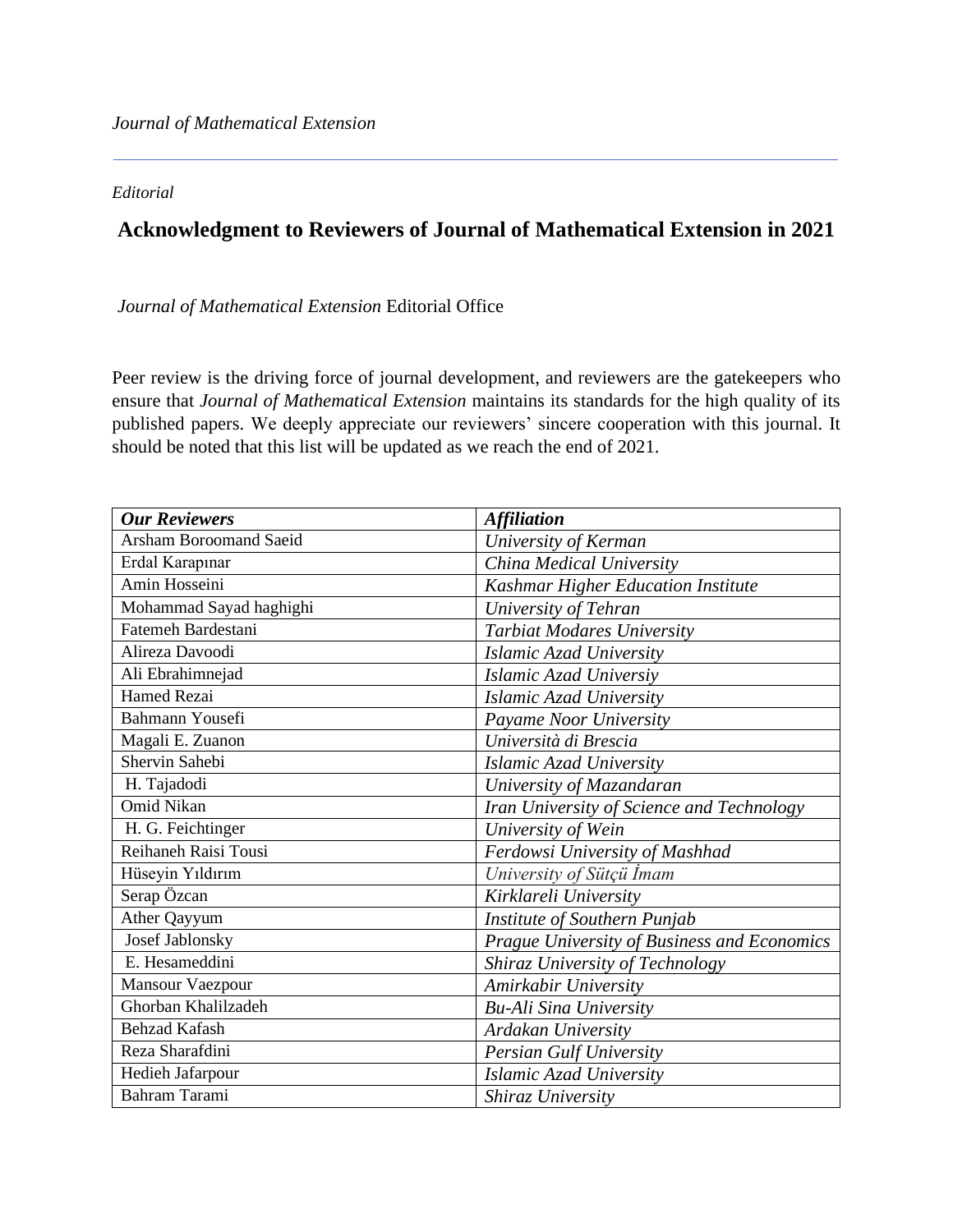*Journal of Mathematical Extension*

*Editorial*

# Acknowledgment to Reviewers of Journal of Mathematical Extension in 2021

*Journal of Mathematical Extension* Editorial Office

Peer review is the driving force of journal development, and reviewers are the gatekeepers who ensure that *Journal of Mathematical Extension* maintains its standards for the high quality of its published papers. We deeply appreciate our reviewers' sincere cooperation with this journal. It should be noted that this list will be updated as we reach the end of 2021.

| ***Our Reviewers*** | ***Affiliation*** |
|---|---|
| Arsham Boroomand Saeid | *University of Kerman* |
| Erdal Karapınar | *China Medical University* |
| Amin Hosseini | *Kashmar Higher Education Institute* |
| Mohammad Sayad haghighi | *University of Tehran* |
| Fatemeh Bardestani | *Tarbiat Modares University* |
| Alireza Davoodi | *Islamic Azad University* |
| Ali Ebrahimnejad | *Islamic Azad Universiy* |
| Hamed Rezai | *Islamic Azad University* |
| Bahmann Yousefi | *Payame Noor University* |
| Magali E. Zuanon | *Università di Brescia* |
| Shervin Sahebi | *Islamic Azad University* |
| H. Tajadodi | *University of Mazandaran* |
| Omid Nikan | *Iran University of Science and Technology* |
| H. G. Feichtinger | *University of Wein* |
| Reihaneh Raisi Tousi | *Ferdowsi University of Mashhad* |
| Hüseyin Yıldırım | *University of Sütçü İmam* |
| Serap Özcan | *Kirklareli University* |
| Ather Qayyum | *Institute of Southern Punjab* |
| Josef Jablonsky | *Prague University of Business and Economics* |
| E. Hesameddini | *Shiraz University of Technology* |
| Mansour Vaezpour | *Amirkabir University* |
| Ghorban Khalilzadeh | *Bu-Ali Sina University* |
| Behzad Kafash | *Ardakan University* |
| Reza Sharafdini | *Persian Gulf University* |
| Hedieh Jafarpour | *Islamic Azad University* |
| Bahram Tarami | *Shiraz University* |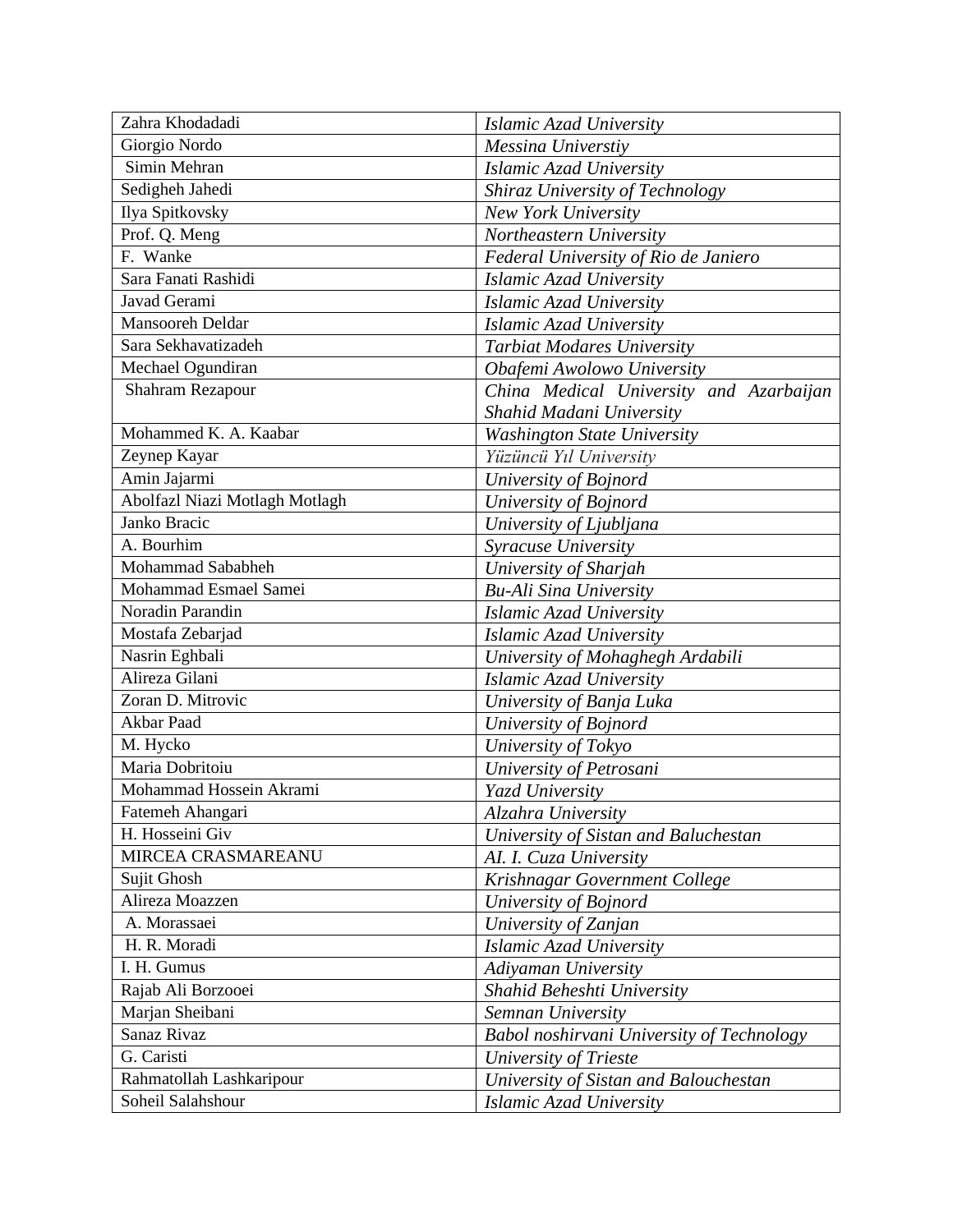| Zahra Khodadadi | *Islamic Azad University* |
|---|---|
| Giorgio Nordo | *Messina Universtiy* |
| Simin Mehran | *Islamic Azad University* |
| Sedigheh Jahedi | *Shiraz University of Technology* |
| Ilya Spitkovsky | *New York University* |
| Prof. Q. Meng | *Northeastern University* |
| F. Wanke | *Federal University of Rio de Janiero* |
| Sara Fanati Rashidi | *Islamic Azad University* |
| Javad Gerami | *Islamic Azad University* |
| Mansooreh Deldar | *Islamic Azad University* |
| Sara Sekhavatizadeh | *Tarbiat Modares University* |
| Mechael Ogundiran | *Obafemi Awolowo University* |
| Shahram Rezapour | *China Medical University and Azarbaijan Shahid Madani University* |
| Mohammed K. A. Kaabar | *Washington State University* |
| Zeynep Kayar | *Yüzüncü Yıl University* |
| Amin Jajarmi | *University of Bojnord* |
| Abolfazl Niazi Motlagh Motlagh | *University of Bojnord* |
| Janko Bracic | *University of Ljubljana* |
| A. Bourhim | *Syracuse University* |
| Mohammad Sababheh | *University of Sharjah* |
| Mohammad Esmael Samei | *Bu-Ali Sina University* |
| Noradin Parandin | *Islamic Azad University* |
| Mostafa Zebarjad | *Islamic Azad University* |
| Nasrin Eghbali | *University of Mohaghegh Ardabili* |
| Alireza Gilani | *Islamic Azad University* |
| Zoran D. Mitrovic | *University of Banja Luka* |
| Akbar Paad | *University of Bojnord* |
| M. Hycko | *University of Tokyo* |
| Maria Dobritoiu | *University of Petrosani* |
| Mohammad Hossein Akrami | *Yazd University* |
| Fatemeh Ahangari | *Alzahra University* |
| H. Hosseini Giv | *University of Sistan and Baluchestan* |
| MIRCEA CRASMAREANU | *AI. I. Cuza University* |
| Sujit Ghosh | *Krishnagar Government College* |
| Alireza Moazzen | *University of Bojnord* |
| A. Morassaei | *University of Zanjan* |
| H. R. Moradi | *Islamic Azad University* |
| I. H. Gumus | *Adiyaman University* |
| Rajab Ali Borzooei | *Shahid Beheshti University* |
| Marjan Sheibani | *Semnan University* |
| Sanaz Rivaz | *Babol noshirvani University of Technology* |
| G. Caristi | *University of Trieste* |
| Rahmatollah Lashkaripour | *University of Sistan and Balouchestan* |
| Soheil Salahshour | *Islamic Azad University* |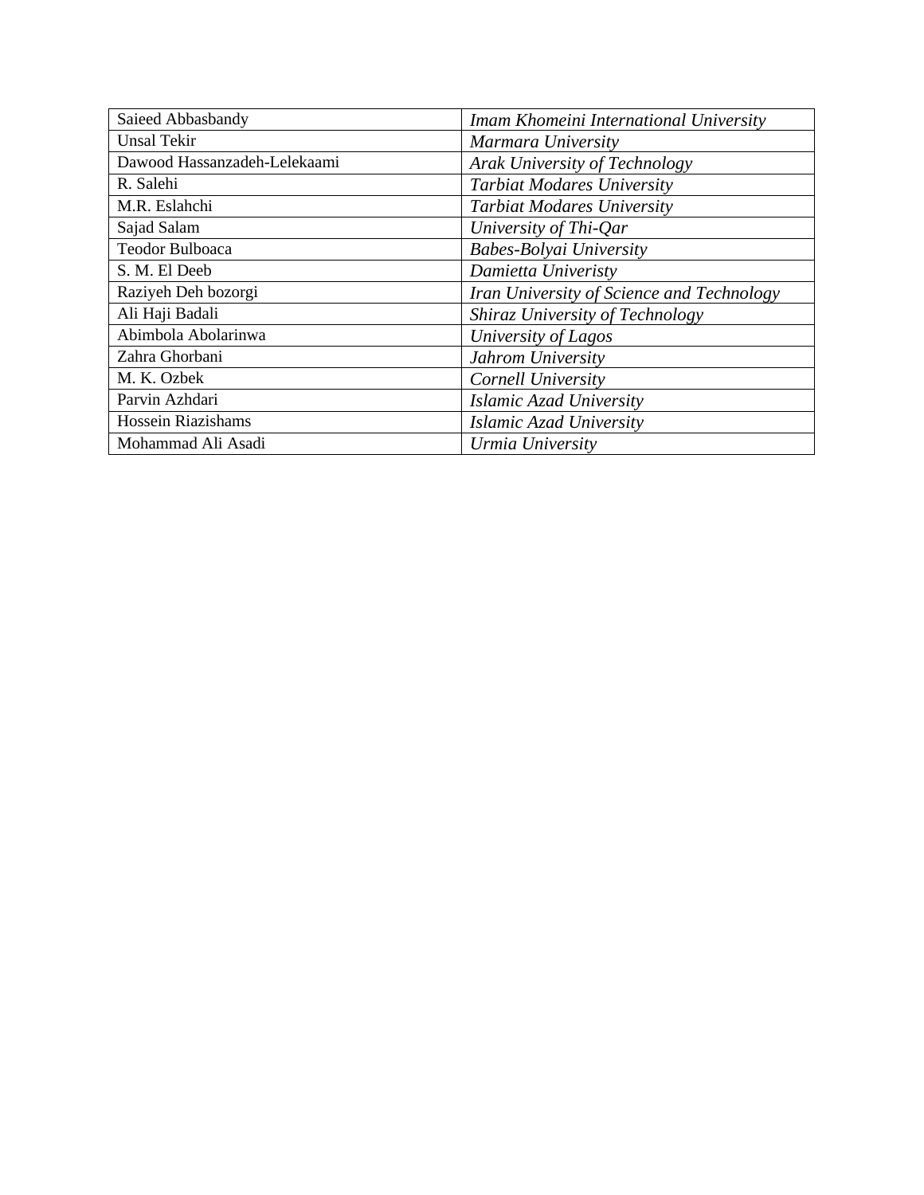| | |
|---|---|
| Saieed Abbasbandy | *Imam Khomeini International University* |
| Unsal Tekir | *Marmara University* |
| Dawood Hassanzadeh-Lelekaami | *Arak University of Technology* |
| R. Salehi | *Tarbiat Modares University* |
| M.R. Eslahchi | *Tarbiat Modares University* |
| Sajad Salam | *University of Thi-Qar* |
| Teodor Bulboaca | *Babes-Bolyai University* |
| S. M. El Deeb | *Damietta Univeristy* |
| Raziyeh Deh bozorgi | *Iran University of Science and Technology* |
| Ali Haji Badali | *Shiraz University of Technology* |
| Abimbola Abolarinwa | *University of Lagos* |
| Zahra Ghorbani | *Jahrom University* |
| M. K. Ozbek | *Cornell University* |
| Parvin Azhdari | *Islamic Azad University* |
| Hossein Riazishams | *Islamic Azad University* |
| Mohammad Ali Asadi | *Urmia University* |